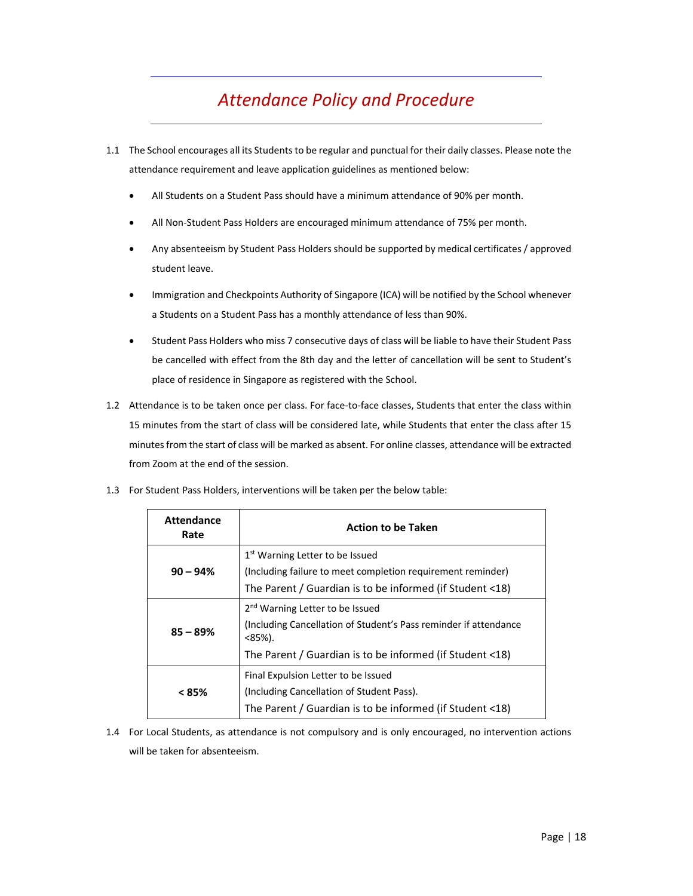# *Attendance Policy and Procedure*

1.1 The School encourages all its Students to be regular and punctual for their daily classes. Please note the attendance requirement and leave application guidelines as mentioned below:

- All Students on a Student Pass should have a minimum attendance of 90% per month.
- All Non-Student Pass Holders are encouraged minimum attendance of 75% per month.
- Any absenteeism by Student Pass Holders should be supported by medical certificates / approved student leave.
- Immigration and Checkpoints Authority of Singapore (ICA) will be notified by the School whenever a Students on a Student Pass has a monthly attendance of less than 90%.
- Student Pass Holders who miss 7 consecutive days of class will be liable to have their Student Pass be cancelled with effect from the 8th day and the letter of cancellation will be sent to Student's place of residence in Singapore as registered with the School.

1.2 Attendance is to be taken once per class. For face-to-face classes, Students that enter the class within 15 minutes from the start of class will be considered late, while Students that enter the class after 15 minutes from the start of class will be marked as absent. For online classes, attendance will be extracted from Zoom at the end of the session.

1.3 For Student Pass Holders, interventions will be taken per the below table:

| Attendance Rate | Action to be Taken |
|---|---|
| **90 – 94%** | 1st Warning Letter to be Issued<br>(Including failure to meet completion requirement reminder)<br>The Parent / Guardian is to be informed (if Student <18) |
| **85 – 89%** | 2nd Warning Letter to be Issued<br>(Including Cancellation of Student's Pass reminder if attendance <85%).<br>The Parent / Guardian is to be informed (if Student <18) |
| **< 85%** | Final Expulsion Letter to be Issued<br>(Including Cancellation of Student Pass).<br>The Parent / Guardian is to be informed (if Student <18) |

1.4 For Local Students, as attendance is not compulsory and is only encouraged, no intervention actions will be taken for absenteeism.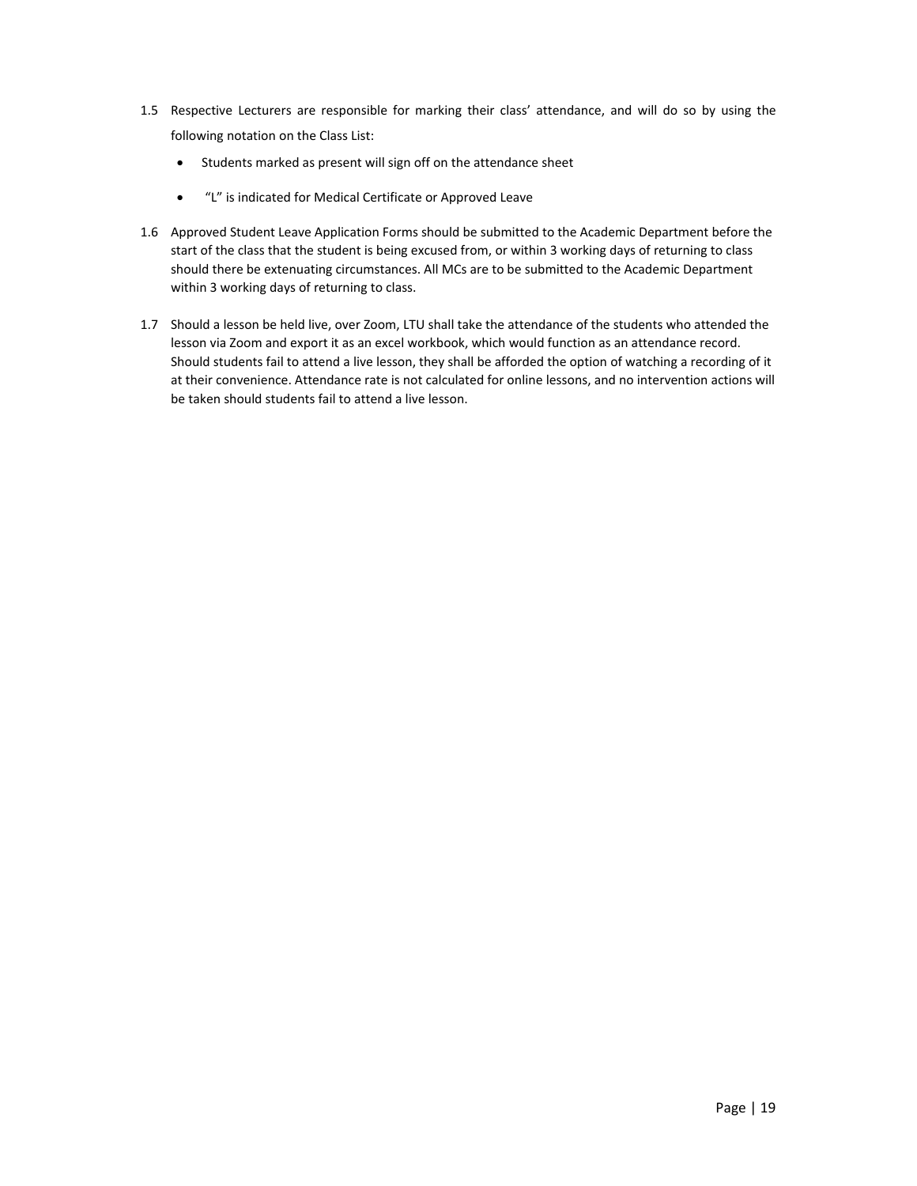1.5 Respective Lecturers are responsible for marking their class' attendance, and will do so by using the following notation on the Class List:

- Students marked as present will sign off on the attendance sheet
- "L" is indicated for Medical Certificate or Approved Leave

1.6 Approved Student Leave Application Forms should be submitted to the Academic Department before the start of the class that the student is being excused from, or within 3 working days of returning to class should there be extenuating circumstances. All MCs are to be submitted to the Academic Department within 3 working days of returning to class.

1.7 Should a lesson be held live, over Zoom, LTU shall take the attendance of the students who attended the lesson via Zoom and export it as an excel workbook, which would function as an attendance record. Should students fail to attend a live lesson, they shall be afforded the option of watching a recording of it at their convenience. Attendance rate is not calculated for online lessons, and no intervention actions will be taken should students fail to attend a live lesson.